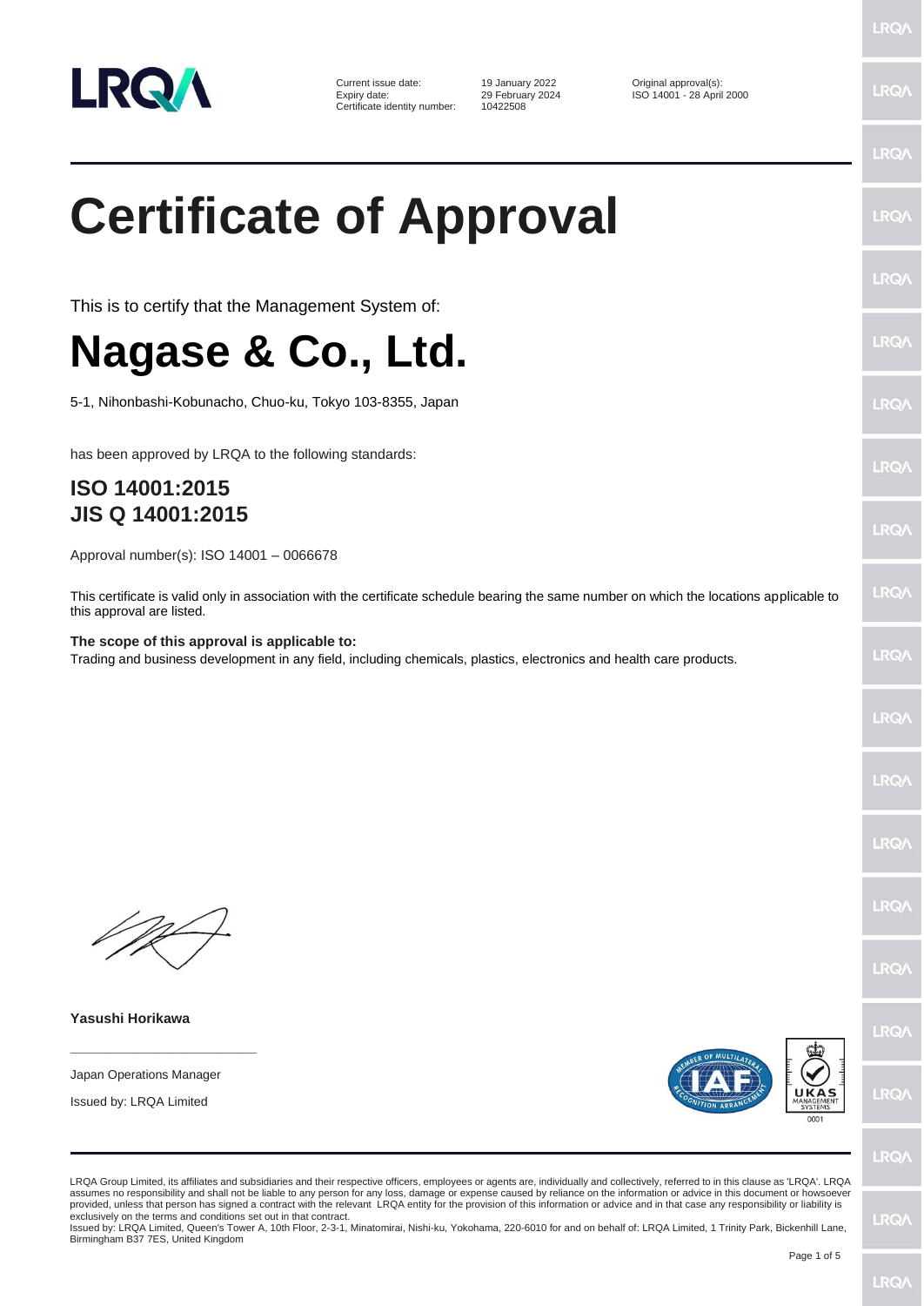| Current issue date: | 19 January 2022 | Original approval(s): |
| --- | --- | --- |
| Expiry date: | 29 February 2024 | ISO 14001 - 28 April 2000 |
| Certificate identity number: | 10422508 | |

# Certificate of Approval

This is to certify that the Management System of:

# Nagase & Co., Ltd.

5-1, Nihonbashi-Kobunacho, Chuo-ku, Tokyo 103-8355, Japan

has been approved by LRQA to the following standards:

## ISO 14001:2015
## JIS Q 14001:2015

Approval number(s): ISO 14001 – 0066678

This certificate is valid only in association with the certificate schedule bearing the same number on which the locations applicable to this approval are listed.

**The scope of this approval is applicable to:**
Trading and business development in any field, including chemicals, plastics, electronics and health care products.

**Yasushi Horikawa**

Japan Operations Manager

Issued by: LRQA Limited

LRQA Group Limited, its affiliates and subsidiaries and their respective officers, employees or agents are, individually and collectively, referred to in this clause as 'LRQA'. LRQA assumes no responsibility and shall not be liable to any person for any loss, damage or expense caused by reliance on the information or advice in this document or howsoever provided, unless that person has signed a contract with the relevant LRQA entity for the provision of this information or advice and in that case any responsibility or liability is exclusively on the terms and conditions set out in that contract.
Issued by: LRQA Limited, Queen's Tower A, 10th Floor, 2-3-1, Minatomirai, Nishi-ku, Yokohama, 220-6010 for and on behalf of: LRQA Limited, 1 Trinity Park, Bickenhill Lane, Birmingham B37 7ES, United Kingdom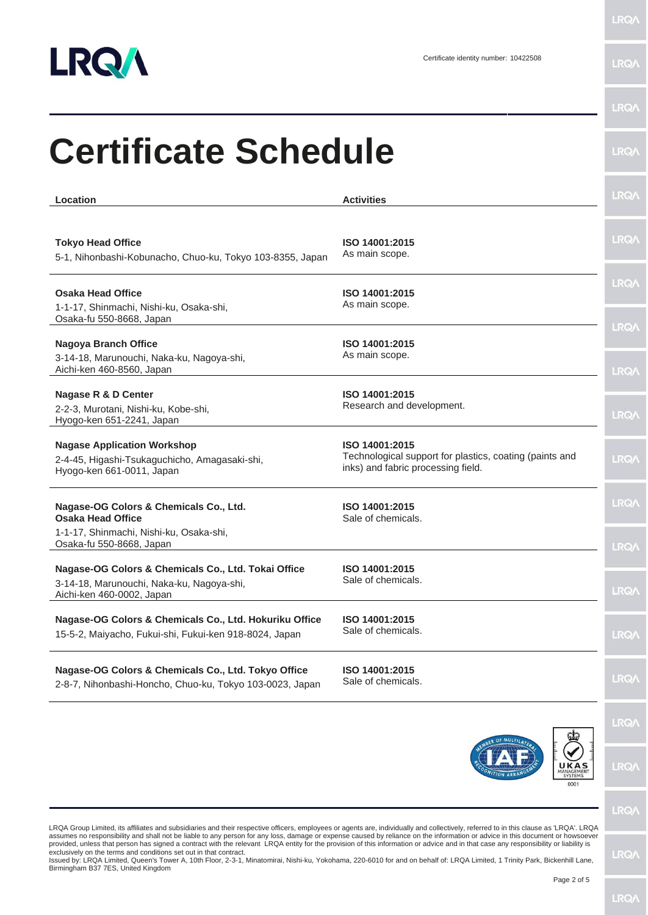Certificate identity number: 10422508

# Certificate Schedule

| Location | Activities |
| --- | --- |
| **Tokyo Head Office**<br>5-1, Nihonbashi-Kobunacho, Chuo-ku, Tokyo 103-8355, Japan | **ISO 14001:2015**<br>As main scope. |
| **Osaka Head Office**<br>1-1-17, Shinmachi, Nishi-ku, Osaka-shi, Osaka-fu 550-8668, Japan | **ISO 14001:2015**<br>As main scope. |
| **Nagoya Branch Office**<br>3-14-18, Marunouchi, Naka-ku, Nagoya-shi, Aichi-ken 460-8560, Japan | **ISO 14001:2015**<br>As main scope. |
| **Nagase R & D Center**<br>2-2-3, Murotani, Nishi-ku, Kobe-shi, Hyogo-ken 651-2241, Japan | **ISO 14001:2015**<br>Research and development. |
| **Nagase Application Workshop**<br>2-4-45, Higashi-Tsukaguchicho, Amagasaki-shi, Hyogo-ken 661-0011, Japan | **ISO 14001:2015**<br>Technological support for plastics, coating (paints and inks) and fabric processing field. |
| **Nagase-OG Colors & Chemicals Co., Ltd. Osaka Head Office**<br>1-1-17, Shinmachi, Nishi-ku, Osaka-shi, Osaka-fu 550-8668, Japan | **ISO 14001:2015**<br>Sale of chemicals. |
| **Nagase-OG Colors & Chemicals Co., Ltd. Tokai Office**<br>3-14-18, Marunouchi, Naka-ku, Nagoya-shi, Aichi-ken 460-0002, Japan | **ISO 14001:2015**<br>Sale of chemicals. |
| **Nagase-OG Colors & Chemicals Co., Ltd. Hokuriku Office**<br>15-5-2, Maiyacho, Fukui-shi, Fukui-ken 918-8024, Japan | **ISO 14001:2015**<br>Sale of chemicals. |
| **Nagase-OG Colors & Chemicals Co., Ltd. Tokyo Office**<br>2-8-7, Nihonbashi-Honcho, Chuo-ku, Tokyo 103-0023, Japan | **ISO 14001:2015**<br>Sale of chemicals. |

LRQA Group Limited, its affiliates and subsidiaries and their respective officers, employees or agents are, individually and collectively, referred to in this clause as 'LRQA'. LRQA assumes no responsibility and shall not be liable to any person for any loss, damage or expense caused by reliance on the information or advice in this document or howsoever provided, unless that person has signed a contract with the relevant LRQA entity for the provision of this information or advice and in that case any responsibility or liability is exclusively on the terms and conditions set out in that contract.
Issued by: LRQA Limited, Queen's Tower A, 10th Floor, 2-3-1, Minatomirai, Nishi-ku, Yokohama, 220-6010 for and on behalf of: LRQA Limited, 1 Trinity Park, Bickenhill Lane, Birmingham B37 7ES, United Kingdom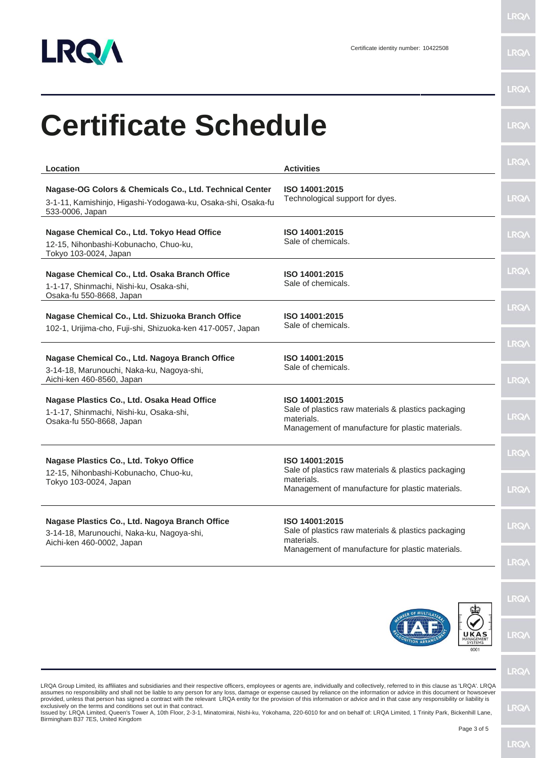Certificate identity number: 10422508

# Certificate Schedule

| Location | Activities |
| --- | --- |
| **Nagase-OG Colors & Chemicals Co., Ltd. Technical Center**<br>3-1-11, Kamishinjo, Higashi-Yodogawa-ku, Osaka-shi, Osaka-fu 533-0006, Japan | **ISO 14001:2015**<br>Technological support for dyes. |
| **Nagase Chemical Co., Ltd. Tokyo Head Office**<br>12-15, Nihonbashi-Kobunacho, Chuo-ku, Tokyo 103-0024, Japan | **ISO 14001:2015**<br>Sale of chemicals. |
| **Nagase Chemical Co., Ltd. Osaka Branch Office**<br>1-1-17, Shinmachi, Nishi-ku, Osaka-shi, Osaka-fu 550-8668, Japan | **ISO 14001:2015**<br>Sale of chemicals. |
| **Nagase Chemical Co., Ltd. Shizuoka Branch Office**<br>102-1, Urijima-cho, Fuji-shi, Shizuoka-ken 417-0057, Japan | **ISO 14001:2015**<br>Sale of chemicals. |
| **Nagase Chemical Co., Ltd. Nagoya Branch Office**<br>3-14-18, Marunouchi, Naka-ku, Nagoya-shi, Aichi-ken 460-8560, Japan | **ISO 14001:2015**<br>Sale of chemicals. |
| **Nagase Plastics Co., Ltd. Osaka Head Office**<br>1-1-17, Shinmachi, Nishi-ku, Osaka-shi, Osaka-fu 550-8668, Japan | **ISO 14001:2015**<br>Sale of plastics raw materials & plastics packaging materials.<br>Management of manufacture for plastic materials. |
| **Nagase Plastics Co., Ltd. Tokyo Office**<br>12-15, Nihonbashi-Kobunacho, Chuo-ku, Tokyo 103-0024, Japan | **ISO 14001:2015**<br>Sale of plastics raw materials & plastics packaging materials.<br>Management of manufacture for plastic materials. |
| **Nagase Plastics Co., Ltd. Nagoya Branch Office**<br>3-14-18, Marunouchi, Naka-ku, Nagoya-shi, Aichi-ken 460-0002, Japan | **ISO 14001:2015**<br>Sale of plastics raw materials & plastics packaging materials.<br>Management of manufacture for plastic materials. |

LRQA Group Limited, its affiliates and subsidiaries and their respective officers, employees or agents are, individually and collectively, referred to in this clause as 'LRQA'. LRQA assumes no responsibility and shall not be liable to any person for any loss, damage or expense caused by reliance on the information or advice in this document or howsoever provided, unless that person has signed a contract with the relevant LRQA entity for the provision of this information or advice and in that case any responsibility or liability is exclusively on the terms and conditions set out in that contract.
Issued by: LRQA Limited, Queen's Tower A, 10th Floor, 2-3-1, Minatomirai, Nishi-ku, Yokohama, 220-6010 for and on behalf of: LRQA Limited, 1 Trinity Park, Bickenhill Lane, Birmingham B37 7ES, United Kingdom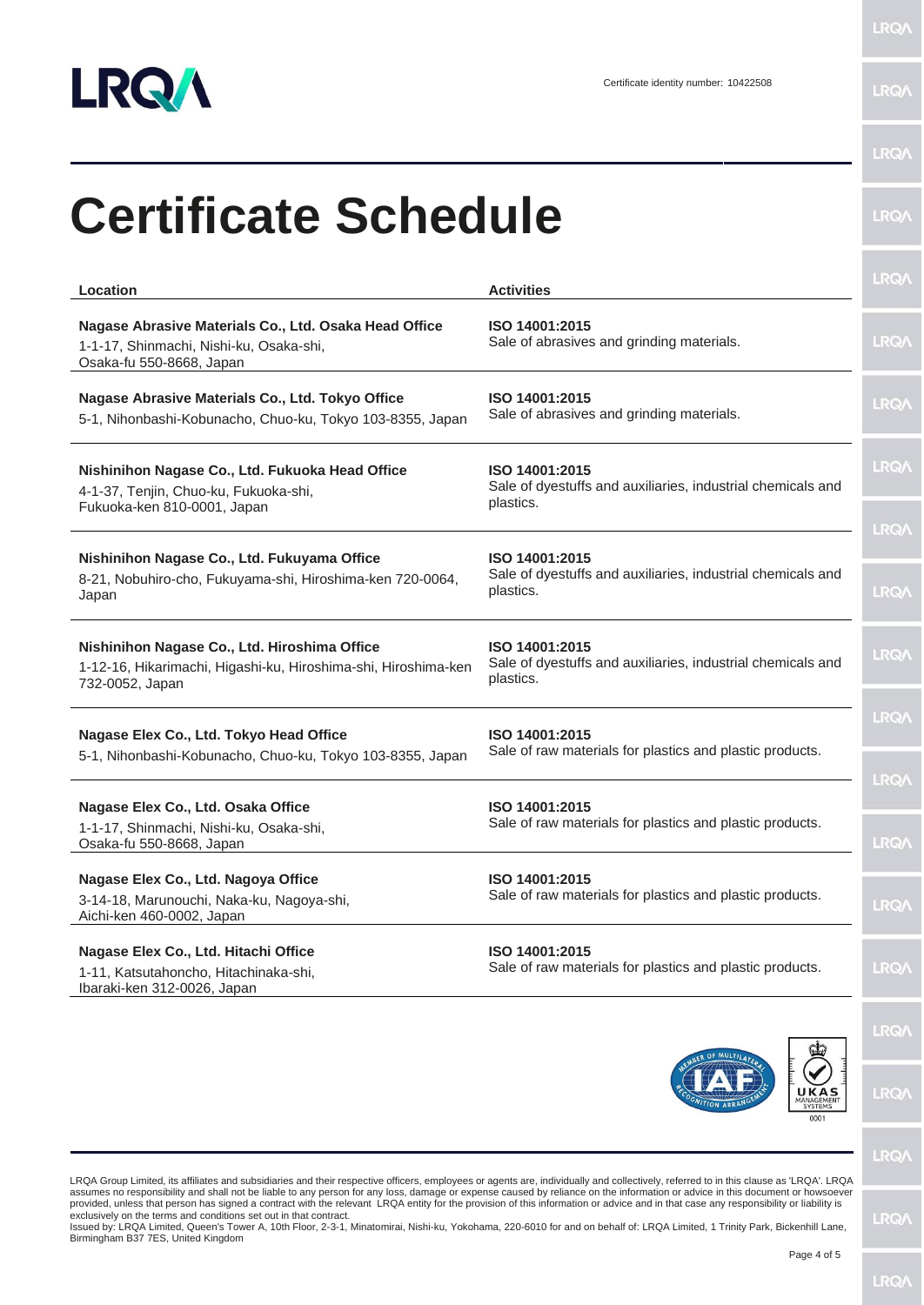Certificate identity number: 10422508

# Certificate Schedule

| Location | Activities |
|---|---|
| **Nagase Abrasive Materials Co., Ltd. Osaka Head Office**<br>1-1-17, Shinmachi, Nishi-ku, Osaka-shi, Osaka-fu 550-8668, Japan | **ISO 14001:2015**<br>Sale of abrasives and grinding materials. |
| **Nagase Abrasive Materials Co., Ltd. Tokyo Office**<br>5-1, Nihonbashi-Kobunacho, Chuo-ku, Tokyo 103-8355, Japan | **ISO 14001:2015**<br>Sale of abrasives and grinding materials. |
| **Nishinihon Nagase Co., Ltd. Fukuoka Head Office**<br>4-1-37, Tenjin, Chuo-ku, Fukuoka-shi, Fukuoka-ken 810-0001, Japan | **ISO 14001:2015**<br>Sale of dyestuffs and auxiliaries, industrial chemicals and plastics. |
| **Nishinihon Nagase Co., Ltd. Fukuyama Office**<br>8-21, Nobuhiro-cho, Fukuyama-shi, Hiroshima-ken 720-0064, Japan | **ISO 14001:2015**<br>Sale of dyestuffs and auxiliaries, industrial chemicals and plastics. |
| **Nishinihon Nagase Co., Ltd. Hiroshima Office**<br>1-12-16, Hikarimachi, Higashi-ku, Hiroshima-shi, Hiroshima-ken 732-0052, Japan | **ISO 14001:2015**<br>Sale of dyestuffs and auxiliaries, industrial chemicals and plastics. |
| **Nagase Elex Co., Ltd. Tokyo Head Office**<br>5-1, Nihonbashi-Kobunacho, Chuo-ku, Tokyo 103-8355, Japan | **ISO 14001:2015**<br>Sale of raw materials for plastics and plastic products. |
| **Nagase Elex Co., Ltd. Osaka Office**<br>1-1-17, Shinmachi, Nishi-ku, Osaka-shi, Osaka-fu 550-8668, Japan | **ISO 14001:2015**<br>Sale of raw materials for plastics and plastic products. |
| **Nagase Elex Co., Ltd. Nagoya Office**<br>3-14-18, Marunouchi, Naka-ku, Nagoya-shi, Aichi-ken 460-0002, Japan | **ISO 14001:2015**<br>Sale of raw materials for plastics and plastic products. |
| **Nagase Elex Co., Ltd. Hitachi Office**<br>1-11, Katsutahoncho, Hitachinaka-shi, Ibaraki-ken 312-0026, Japan | **ISO 14001:2015**<br>Sale of raw materials for plastics and plastic products. |

LRQA Group Limited, its affiliates and subsidiaries and their respective officers, employees or agents are, individually and collectively, referred to in this clause as 'LRQA'. LRQA assumes no responsibility and shall not be liable to any person for any loss, damage or expense caused by reliance on the information or advice in this document or howsoever provided, unless that person has signed a contract with the relevant LRQA entity for the provision of this information or advice and in that case any responsibility or liability is exclusively on the terms and conditions set out in that contract.
Issued by: LRQA Limited, Queen's Tower A, 10th Floor, 2-3-1, Minatomirai, Nishi-ku, Yokohama, 220-6010 for and on behalf of: LRQA Limited, 1 Trinity Park, Bickenhill Lane, Birmingham B37 7ES, United Kingdom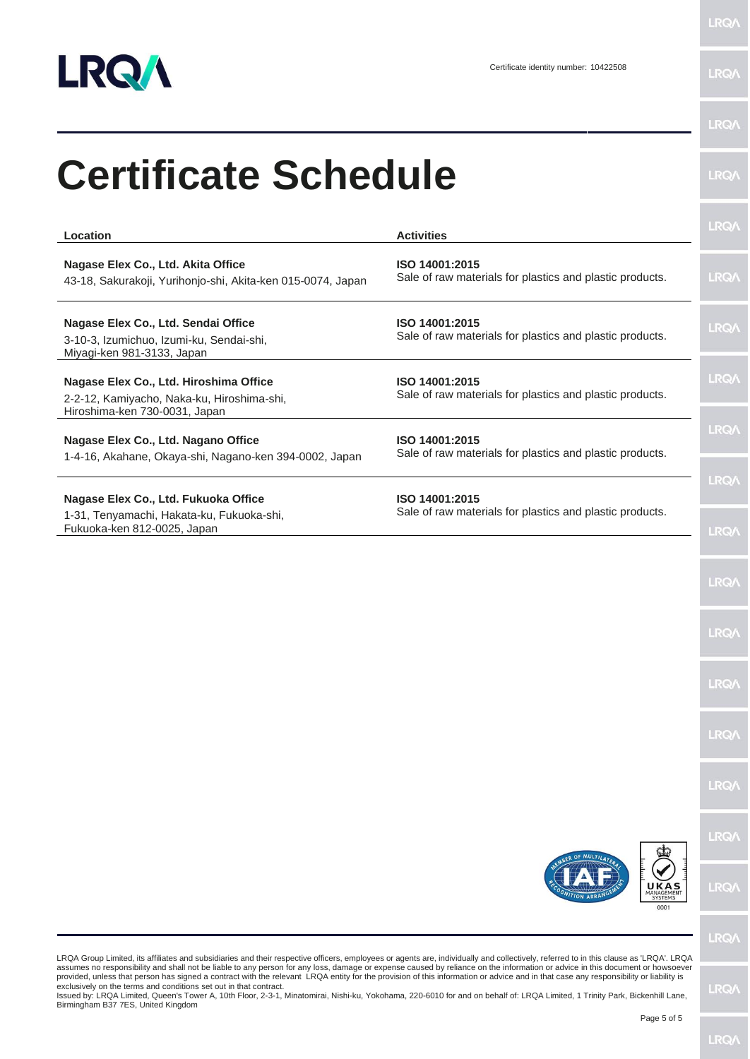Certificate identity number: 10422508

# Certificate Schedule

| Location | Activities |
| --- | --- |
| **Nagase Elex Co., Ltd. Akita Office**<br>43-18, Sakurakoji, Yurihonjo-shi, Akita-ken 015-0074, Japan | **ISO 14001:2015**<br>Sale of raw materials for plastics and plastic products. |
| **Nagase Elex Co., Ltd. Sendai Office**<br>3-10-3, Izumichuo, Izumi-ku, Sendai-shi, Miyagi-ken 981-3133, Japan | **ISO 14001:2015**<br>Sale of raw materials for plastics and plastic products. |
| **Nagase Elex Co., Ltd. Hiroshima Office**<br>2-2-12, Kamiyacho, Naka-ku, Hiroshima-shi, Hiroshima-ken 730-0031, Japan | **ISO 14001:2015**<br>Sale of raw materials for plastics and plastic products. |
| **Nagase Elex Co., Ltd. Nagano Office**<br>1-4-16, Akahane, Okaya-shi, Nagano-ken 394-0002, Japan | **ISO 14001:2015**<br>Sale of raw materials for plastics and plastic products. |
| **Nagase Elex Co., Ltd. Fukuoka Office**<br>1-31, Tenyamachi, Hakata-ku, Fukuoka-shi, Fukuoka-ken 812-0025, Japan | **ISO 14001:2015**<br>Sale of raw materials for plastics and plastic products. |

LRQA Group Limited, its affiliates and subsidiaries and their respective officers, employees or agents are, individually and collectively, referred to in this clause as 'LRQA'. LRQA assumes no responsibility and shall not be liable to any person for any loss, damage or expense caused by reliance on the information or advice in this document or howsoever provided, unless that person has signed a contract with the relevant LRQA entity for the provision of this information or advice and in that case any responsibility or liability is exclusively on the terms and conditions set out in that contract.
Issued by: LRQA Limited, Queen's Tower A, 10th Floor, 2-3-1, Minatomirai, Nishi-ku, Yokohama, 220-6010 for and on behalf of: LRQA Limited, 1 Trinity Park, Bickenhill Lane, Birmingham B37 7ES, United Kingdom